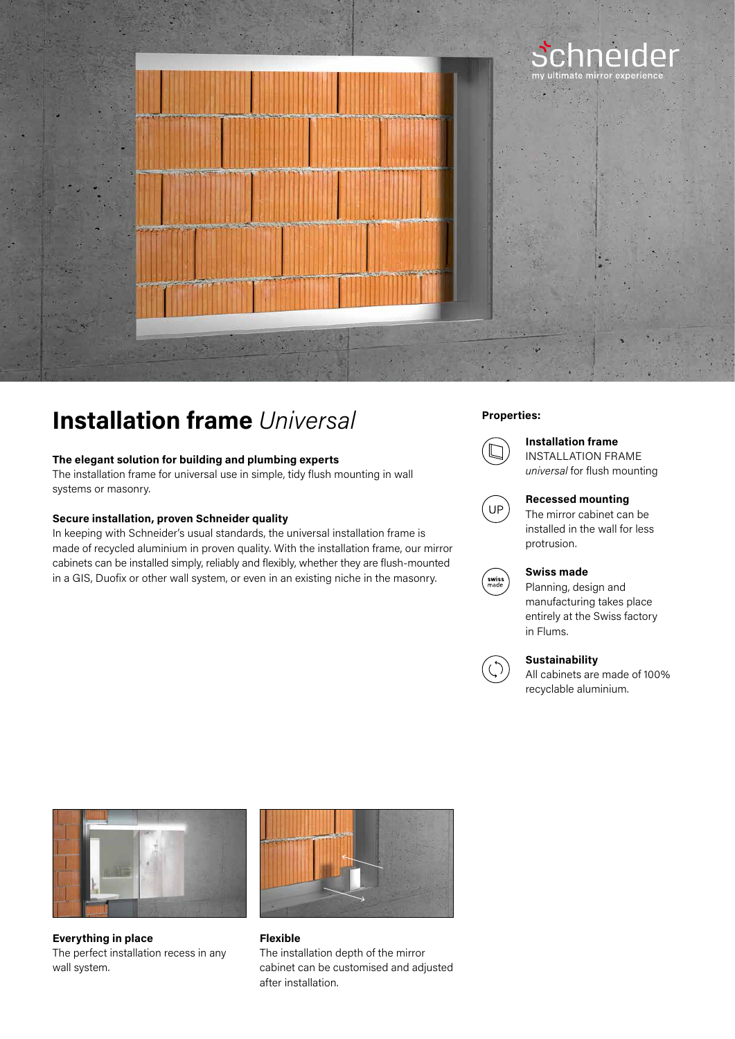schneider
my ultimate mirror experience

# **Installation frame** *Universal*

**The elegant solution for building and plumbing experts**
The installation frame for universal use in simple, tidy flush mounting in wall systems or masonry.

**Secure installation, proven Schneider quality**
In keeping with Schneider's usual standards, the universal installation frame is made of recycled aluminium in proven quality. With the installation frame, our mirror cabinets can be installed simply, reliably and flexibly, whether they are flush-mounted in a GIS, Duofix or other wall system, or even in an existing niche in the masonry.

**Properties:**

**Installation frame**
INSTALLATION FRAME *universal* for flush mounting

**Recessed mounting**
The mirror cabinet can be installed in the wall for less protrusion.

**Swiss made**
Planning, design and manufacturing takes place entirely at the Swiss factory in Flums.

**Sustainability**
All cabinets are made of 100% recyclable aluminium.

**Everything in place**
The perfect installation recess in any wall system.

**Flexible**
The installation depth of the mirror cabinet can be customised and adjusted after installation.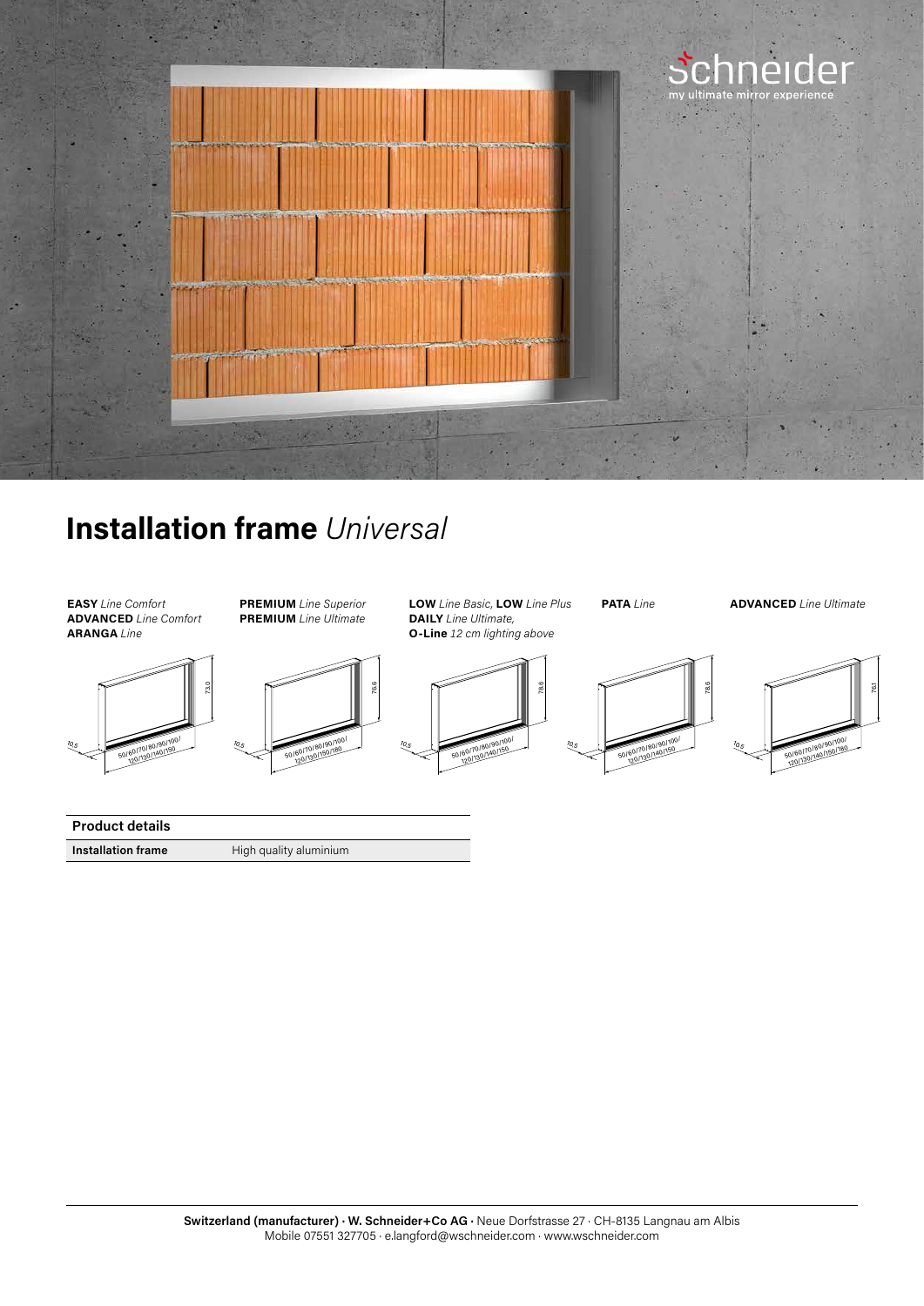schneider
my ultimate mirror experience

# **Installation frame** *Universal*

**EASY** *Line Comfort*
**ADVANCED** *Line Comfort*
**ARANGA** *Line*

10.5
50/60/70/80/90/100/
120/130/140/150
73.0

**PREMIUM** *Line Superior*
**PREMIUM** *Line Ultimate*

10.5
50/60/70/80/90/100/
120/130/150/180
76.6

**LOW** *Line Basic,* **LOW** *Line Plus*
**DAILY** *Line Ultimate,*
**O-Line** *12 cm lighting above*

10.5
50/60/70/80/90/100/
120/130/140/150
78.6

**PATA** *Line*

10.5
50/60/70/80/90/100/
120/130/140/150
78.6

**ADVANCED** *Line Ultimate*

10.5
50/60/70/80/90/100/
120/130/140/150/180
76.1

| Product details | |
|---|---|
| **Installation frame** | High quality aluminium |

**Switzerland (manufacturer) · W. Schneider+Co AG ·** Neue Dorfstrasse 27 · CH-8135 Langnau am Albis
Mobile 07551 327705 · e.langford@wschneider.com · www.wschneider.com